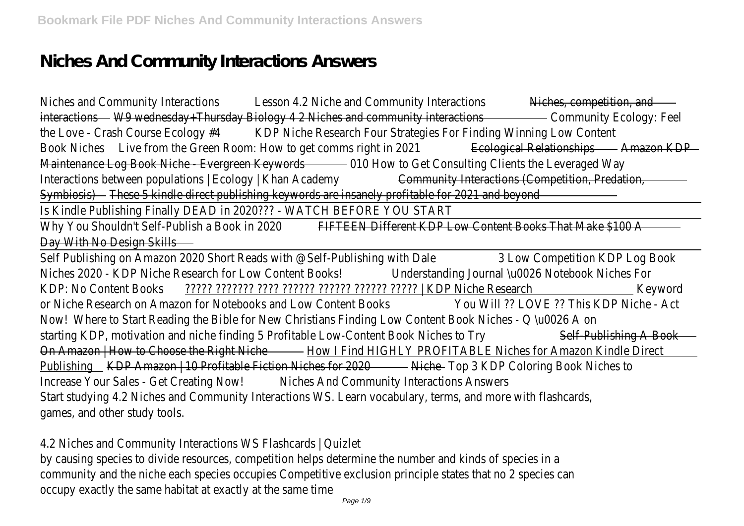# Niches And Community Interactions Answers

Niches and Community Interactions Lesson 4.2 Niche and Community Interactions Niches, competition, and interactions W9 wednesday+Thursday Biology 4 2 Niches and community interactions Community Ecology: Feel the Love - Crash Course Ecology #4 KDP Niche Research Four Strategies For Finding Winning Low Content Book Niches Live from the Green Room: How to get comms right in 2021 Ecological Relationships Amazon KDP Maintenance Log Book Niche - Evergreen Keywords 010 How to Get Consulting Clients the Leveraged Way Interactions between populations | Ecology | Khan Academy Community Interactions (Competition, Predation, Symbiosis) These 5 kindle direct publishing keywords are insanely profitable for 2021 and beyond

Is Kindle Publishing Finally DEAD in 2020??? - WATCH BEFORE YOU START

Why You Shouldn't Self-Publish a Book in 2020 FIFTEEN Different KDP Low Content Books That Make $100 A Day With No Design Skills

Self Publishing on Amazon 2020 Short Reads with @Self-Publishing with Dale 3 Low Competition KDP Log Book Niches 2020 - KDP Niche Research for Low Content Books! Understanding Journal \u0026 Notebook Niches For KDP: No Content Books ????? ??????? ???? ?????? ?????? ?????? ????? | KDP Niche Research Keyword or Niche Research on Amazon for Notebooks and Low Content Books You Will ?? LOVE ?? This KDP Niche - Act Now! Where to Start Reading the Bible for New Christians Finding Low Content Book Niches - Q \u0026 A on starting KDP, motivation and niche finding 5 Profitable Low-Content Book Niches to Try Self-Publishing A Book On Amazon | How to Choose the Right Niche How I Find HIGHLY PROFITABLE Niches for Amazon Kindle Direct Publishing KDP Amazon | 10 Profitable Fiction Niches for 2020 Niche Top 3 KDP Coloring Book Niches to Increase Your Sales - Get Creating Now! Niches And Community Interactions Answers

Start studying 4.2 Niches and Community Interactions WS. Learn vocabulary, terms, and more with flashcards, games, and other study tools.

4.2 Niches and Community Interactions WS Flashcards | Quizlet

by causing species to divide resources, competition helps determine the number and kinds of species in a community and the niche each species occupies Competitive exclusion principle states that no 2 species can occupy exactly the same habitat at exactly at the same time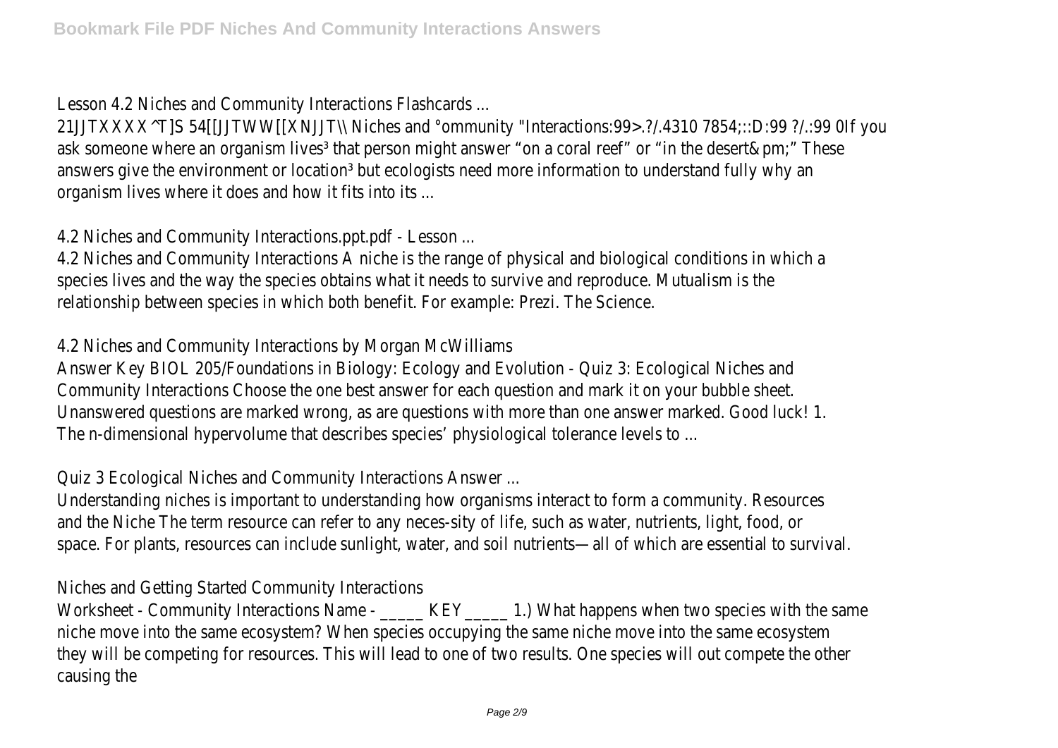Lesson 4.2 Niches and Community Interactions Flashcards ...

21JJTXXXX^T]S 54[[JJTWW[[XNJJT\\ Niches and °ommunity "Interactions:99>.?/.4310 7854;::D:99 ?/.:99 0If you ask someone where an organism lives³ that person might answer "on a coral reef" or "in the desert&pm;" These answers give the environment or location³ but ecologists need more information to understand fully why an organism lives where it does and how it fits into its ...

4.2 Niches and Community Interactions.ppt.pdf - Lesson ...

4.2 Niches and Community Interactions A niche is the range of physical and biological conditions in which a species lives and the way the species obtains what it needs to survive and reproduce. Mutualism is the relationship between species in which both benefit. For example: Prezi. The Science.

4.2 Niches and Community Interactions by Morgan McWilliams

Answer Key BIOL 205/Foundations in Biology: Ecology and Evolution - Quiz 3: Ecological Niches and Community Interactions Choose the one best answer for each question and mark it on your bubble sheet. Unanswered questions are marked wrong, as are questions with more than one answer marked. Good luck! 1. The n-dimensional hypervolume that describes species' physiological tolerance levels to ...

Quiz 3 Ecological Niches and Community Interactions Answer ...

Understanding niches is important to understanding how organisms interact to form a community. Resources and the Niche The term resource can refer to any neces-sity of life, such as water, nutrients, light, food, or space. For plants, resources can include sunlight, water, and soil nutrients—all of which are essential to survival.

Niches and Getting Started Community Interactions

Worksheet - Community Interactions Name - _____ KEY_____ 1.) What happens when two species with the same niche move into the same ecosystem? When species occupying the same niche move into the same ecosystem they will be competing for resources. This will lead to one of two results. One species will out compete the other causing the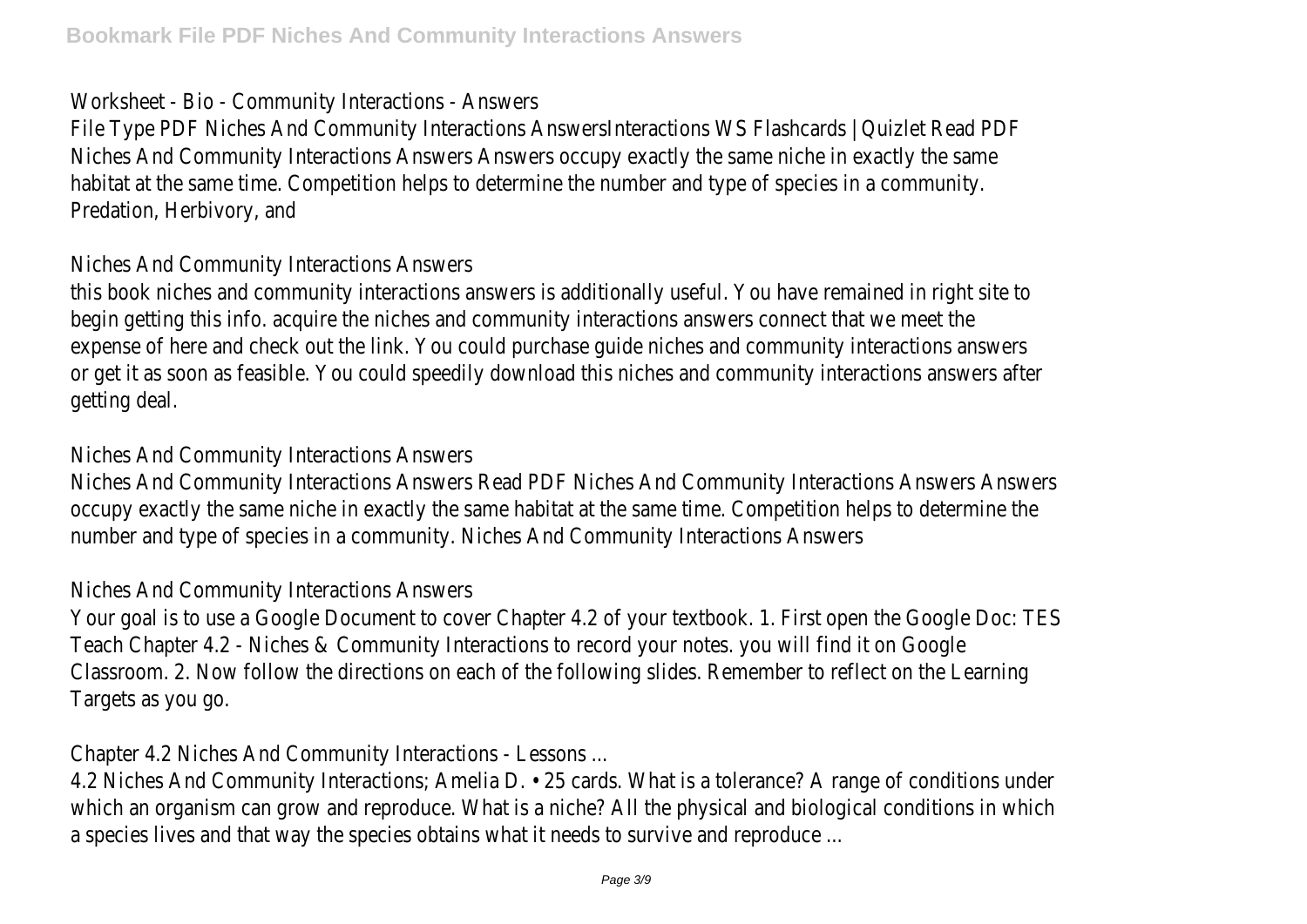## Worksheet - Bio - Community Interactions - Answers

File Type PDF Niches And Community Interactions AnswersInteractions WS Flashcards | Quizlet Read PDF Niches And Community Interactions Answers Answers occupy exactly the same niche in exactly the same habitat at the same time. Competition helps to determine the number and type of species in a community. Predation, Herbivory, and

## Niches And Community Interactions Answers

this book niches and community interactions answers is additionally useful. You have remained in right site to begin getting this info. acquire the niches and community interactions answers connect that we meet the expense of here and check out the link. You could purchase guide niches and community interactions answers or get it as soon as feasible. You could speedily download this niches and community interactions answers after getting deal.

## Niches And Community Interactions Answers

Niches And Community Interactions Answers Read PDF Niches And Community Interactions Answers Answers occupy exactly the same niche in exactly the same habitat at the same time. Competition helps to determine the number and type of species in a community. Niches And Community Interactions Answers

## Niches And Community Interactions Answers

Your goal is to use a Google Document to cover Chapter 4.2 of your textbook. 1. First open the Google Doc: TES Teach Chapter 4.2 - Niches & Community Interactions to record your notes. you will find it on Google Classroom. 2. Now follow the directions on each of the following slides. Remember to reflect on the Learning Targets as you go.

## Chapter 4.2 Niches And Community Interactions - Lessons ...

4.2 Niches And Community Interactions; Amelia D. • 25 cards. What is a tolerance? A range of conditions under which an organism can grow and reproduce. What is a niche? All the physical and biological conditions in which a species lives and that way the species obtains what it needs to survive and reproduce ...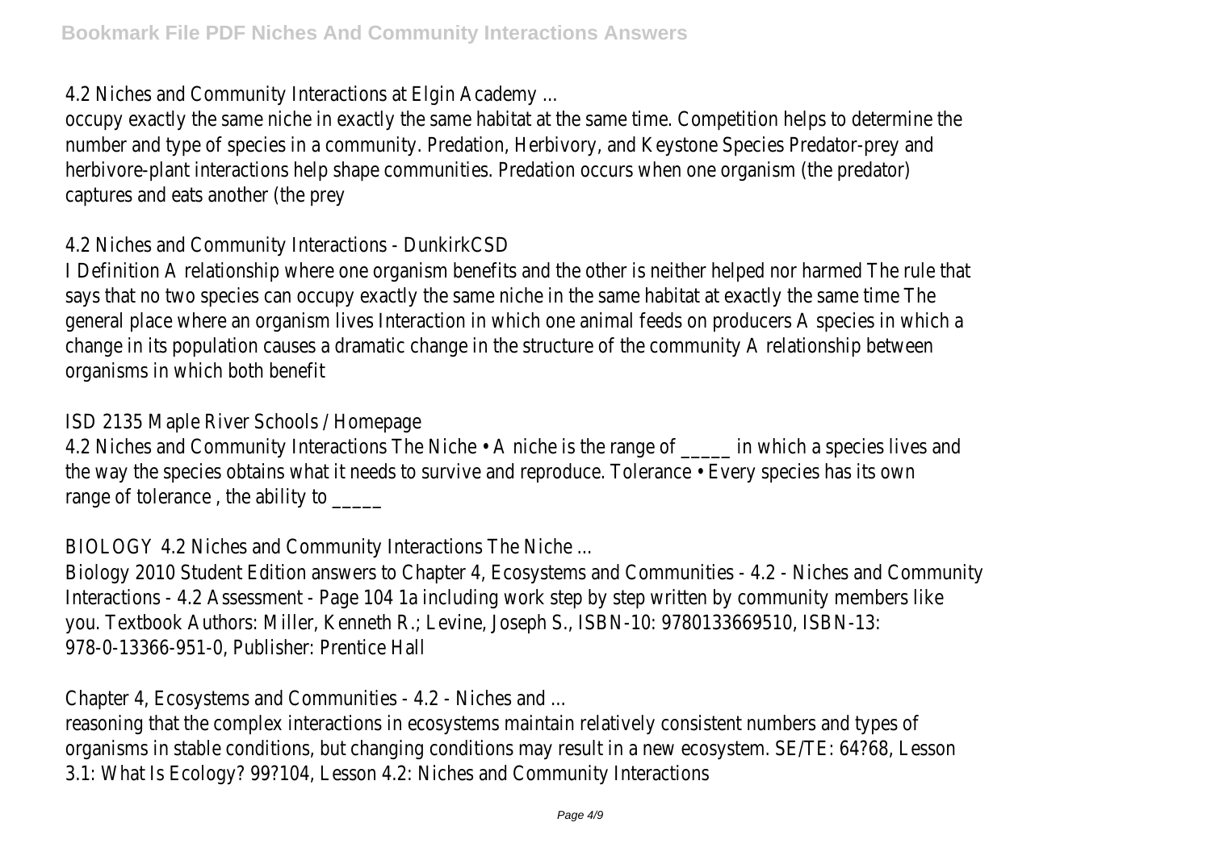4.2 Niches and Community Interactions at Elgin Academy ...

occupy exactly the same niche in exactly the same habitat at the same time. Competition helps to determine the number and type of species in a community. Predation, Herbivory, and Keystone Species Predator-prey and herbivore-plant interactions help shape communities. Predation occurs when one organism (the predator) captures and eats another (the prey

4.2 Niches and Community Interactions - DunkirkCSD

I Definition A relationship where one organism benefits and the other is neither helped nor harmed The rule that says that no two species can occupy exactly the same niche in the same habitat at exactly the same time The general place where an organism lives Interaction in which one animal feeds on producers A species in which a change in its population causes a dramatic change in the structure of the community A relationship between organisms in which both benefit

ISD 2135 Maple River Schools / Homepage

4.2 Niches and Community Interactions The Niche • A niche is the range of _____ in which a species lives and the way the species obtains what it needs to survive and reproduce. Tolerance • Every species has its own range of tolerance , the ability to _____

BIOLOGY 4.2 Niches and Community Interactions The Niche ...

Biology 2010 Student Edition answers to Chapter 4, Ecosystems and Communities - 4.2 - Niches and Community Interactions - 4.2 Assessment - Page 104 1a including work step by step written by community members like you. Textbook Authors: Miller, Kenneth R.; Levine, Joseph S., ISBN-10: 9780133669510, ISBN-13: 978-0-13366-951-0, Publisher: Prentice Hall

Chapter 4, Ecosystems and Communities - 4.2 - Niches and ...

reasoning that the complex interactions in ecosystems maintain relatively consistent numbers and types of organisms in stable conditions, but changing conditions may result in a new ecosystem. SE/TE: 64?68, Lesson 3.1: What Is Ecology? 99?104, Lesson 4.2: Niches and Community Interactions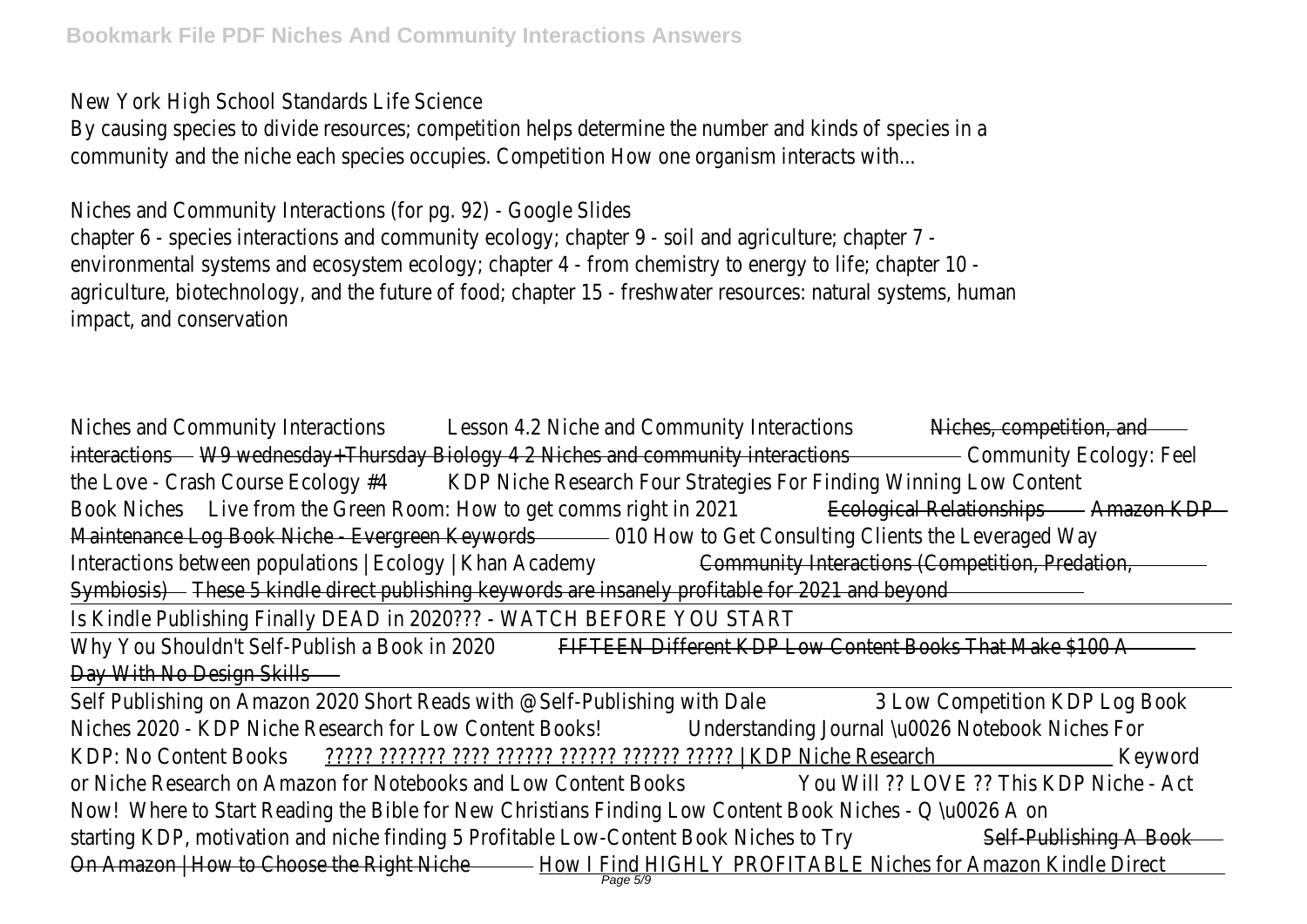New York High School Standards Life Science

By causing species to divide resources; competition helps determine the number and kinds of species in a community and the niche each species occupies. Competition How one organism interacts with...

Niches and Community Interactions (for pg. 92) - Google Slides

chapter 6 - species interactions and community ecology; chapter 9 - soil and agriculture; chapter 7 - environmental systems and ecosystem ecology; chapter 4 - from chemistry to energy to life; chapter 10 - agriculture, biotechnology, and the future of food; chapter 15 - freshwater resources: natural systems, human impact, and conservation

Niches and Community Interactions Lesson 4.2 Niche and Community Interactions ~~Niches, competition, and interactions~~ ~~W9 wednesday+Thursday Biology 4 2 Niches and community interactions~~ Community Ecology: Feel the Love - Crash Course Ecology #4 KDP Niche Research Four Strategies For Finding Winning Low Content Book Niches Live from the Green Room: How to get comms right in 2021 ~~Ecological Relationships~~ ~~Amazon KDP Maintenance Log Book Niche - Evergreen Keywords~~ 010 How to Get Consulting Clients the Leveraged Way Interactions between populations | Ecology | Khan Academy ~~Community Interactions (Competition, Predation, Symbiosis)~~ ~~These 5 kindle direct publishing keywords are insanely profitable for 2021 and beyond~~

Is Kindle Publishing Finally DEAD in 2020??? - WATCH BEFORE YOU START

Why You Shouldn't Self-Publish a Book in 2020 ~~FIFTEEN Different KDP Low Content Books That Make $100 A Day With No Design Skills~~

Self Publishing on Amazon 2020 Short Reads with @Self-Publishing with Dale 3 Low Competition KDP Log Book Niches 2020 - KDP Niche Research for Low Content Books! Understanding Journal \u0026 Notebook Niches For KDP: No Content Books ????? ??????? ???? ?????? ?????? ?????? ????? | KDP Niche Research Keyword or Niche Research on Amazon for Notebooks and Low Content Books You Will ?? LOVE ?? This KDP Niche - Act Now! Where to Start Reading the Bible for New Christians Finding Low Content Book Niches - Q \u0026 A on starting KDP, motivation and niche finding 5 Profitable Low-Content Book Niches to Try ~~Self-Publishing A Book On Amazon | How to Choose the Right Niche~~ How I Find HIGHLY PROFITABLE Niches for Amazon Kindle Direct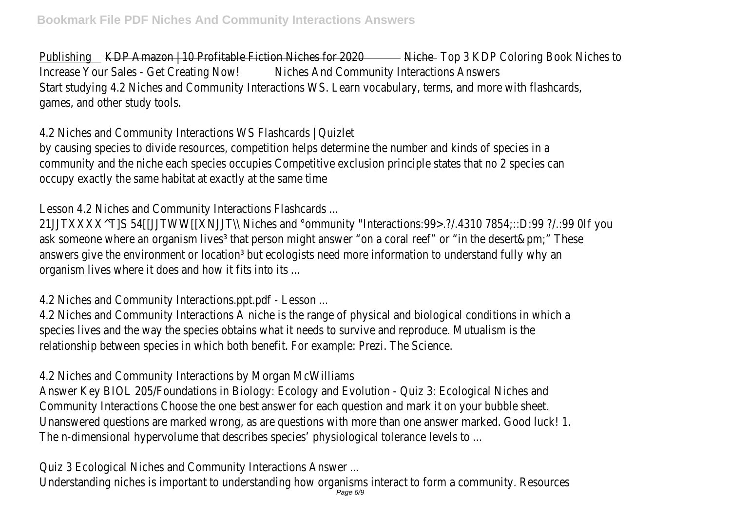Publishing KDP Amazon | 10 Profitable Fiction Niches for 2020 Niche Top 3 KDP Coloring Book Niches to Increase Your Sales - Get Creating Now! Niches And Community Interactions Answers
Start studying 4.2 Niches and Community Interactions WS. Learn vocabulary, terms, and more with flashcards, games, and other study tools.

4.2 Niches and Community Interactions WS Flashcards | Quizlet
by causing species to divide resources, competition helps determine the number and kinds of species in a community and the niche each species occupies Competitive exclusion principle states that no 2 species can occupy exactly the same habitat at exactly at the same time

Lesson 4.2 Niches and Community Interactions Flashcards ...
21JJTXXXX^T]S 54[[JJTWW[[XNJJT\\ Niches and °ommunity "Interactions:99>.?/.4310 7854;::D:99 ?/.:99 0If you ask someone where an organism lives³ that person might answer "on a coral reef" or "in the desert&pm;" These answers give the environment or location³ but ecologists need more information to understand fully why an organism lives where it does and how it fits into its ...

4.2 Niches and Community Interactions.ppt.pdf - Lesson ...
4.2 Niches and Community Interactions A niche is the range of physical and biological conditions in which a species lives and the way the species obtains what it needs to survive and reproduce. Mutualism is the relationship between species in which both benefit. For example: Prezi. The Science.

4.2 Niches and Community Interactions by Morgan McWilliams
Answer Key BIOL 205/Foundations in Biology: Ecology and Evolution - Quiz 3: Ecological Niches and Community Interactions Choose the one best answer for each question and mark it on your bubble sheet. Unanswered questions are marked wrong, as are questions with more than one answer marked. Good luck! 1. The n-dimensional hypervolume that describes species' physiological tolerance levels to ...

Quiz 3 Ecological Niches and Community Interactions Answer ...
Understanding niches is important to understanding how organisms interact to form a community. Resources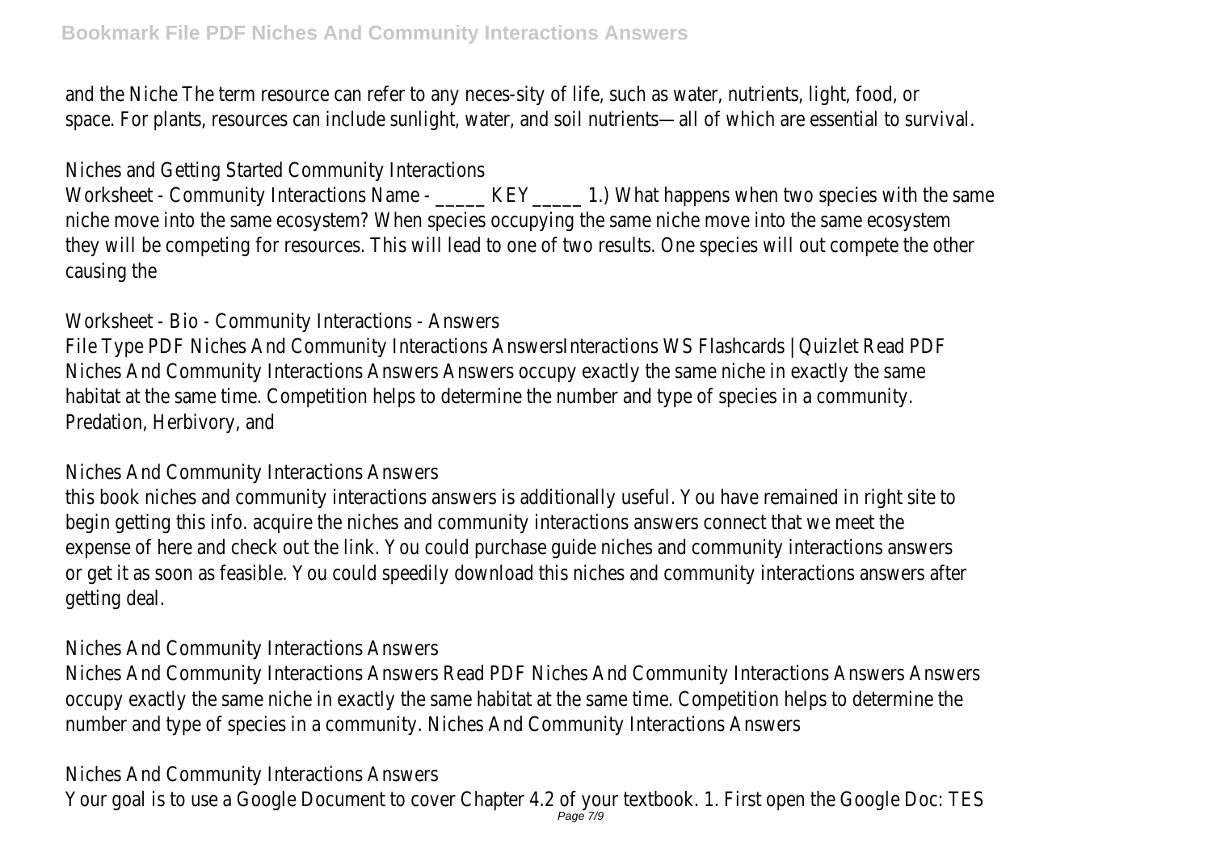and the Niche The term resource can refer to any neces-sity of life, such as water, nutrients, light, food, or space. For plants, resources can include sunlight, water, and soil nutrients—all of which are essential to survival.

Niches and Getting Started Community Interactions

Worksheet - Community Interactions Name - _____ KEY_____ 1.) What happens when two species with the same niche move into the same ecosystem? When species occupying the same niche move into the same ecosystem they will be competing for resources. This will lead to one of two results. One species will out compete the other causing the

Worksheet - Bio - Community Interactions - Answers

File Type PDF Niches And Community Interactions AnswersInteractions WS Flashcards | Quizlet Read PDF Niches And Community Interactions Answers Answers occupy exactly the same niche in exactly the same habitat at the same time. Competition helps to determine the number and type of species in a community. Predation, Herbivory, and

Niches And Community Interactions Answers

this book niches and community interactions answers is additionally useful. You have remained in right site to begin getting this info. acquire the niches and community interactions answers connect that we meet the expense of here and check out the link. You could purchase guide niches and community interactions answers or get it as soon as feasible. You could speedily download this niches and community interactions answers after getting deal.

Niches And Community Interactions Answers

Niches And Community Interactions Answers Read PDF Niches And Community Interactions Answers Answers occupy exactly the same niche in exactly the same habitat at the same time. Competition helps to determine the number and type of species in a community. Niches And Community Interactions Answers

Niches And Community Interactions Answers

Your goal is to use a Google Document to cover Chapter 4.2 of your textbook. 1. First open the Google Doc: TES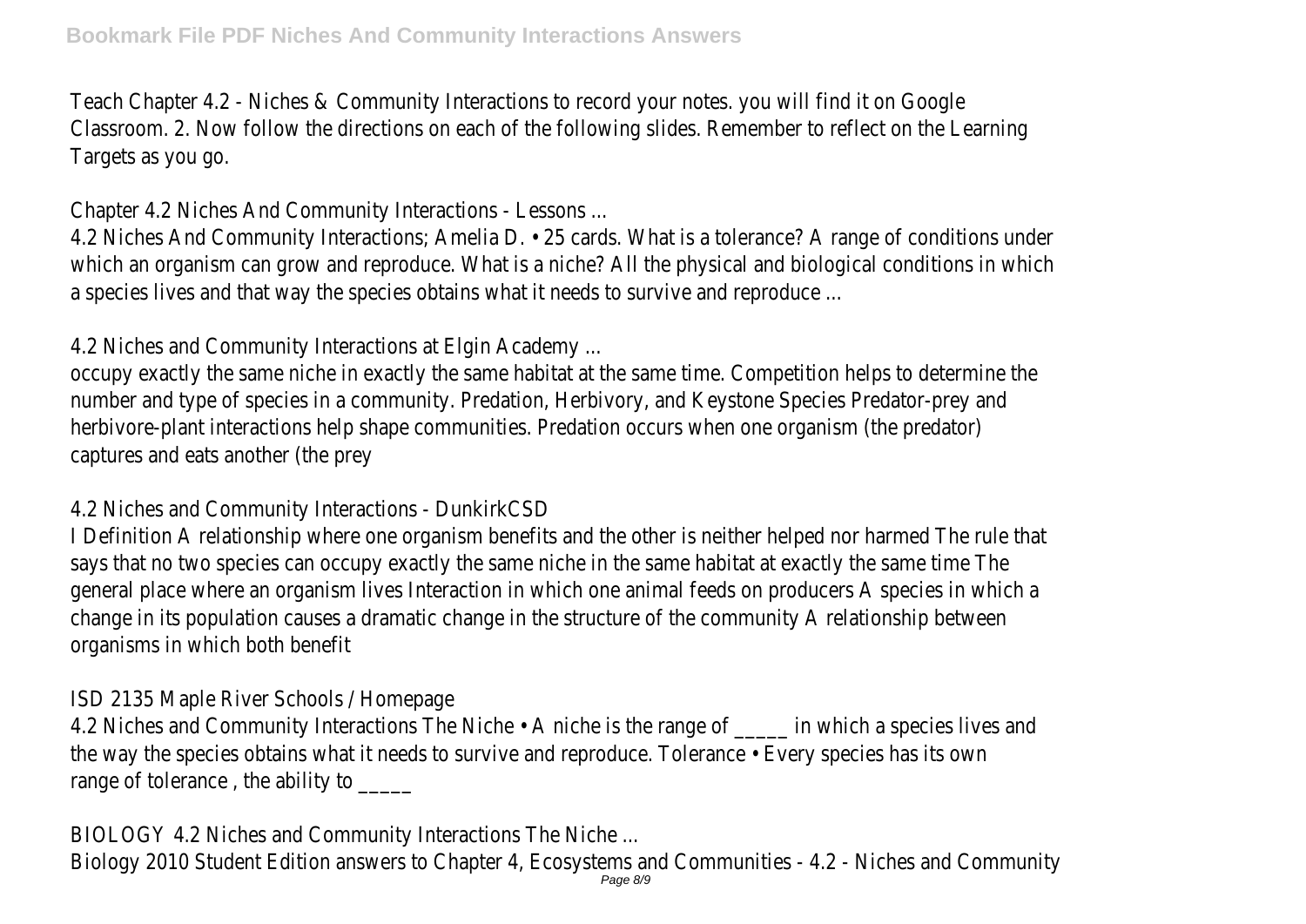Teach Chapter 4.2 - Niches & Community Interactions to record your notes. you will find it on Google Classroom. 2. Now follow the directions on each of the following slides. Remember to reflect on the Learning Targets as you go.

Chapter 4.2 Niches And Community Interactions - Lessons ...

4.2 Niches And Community Interactions; Amelia D. • 25 cards. What is a tolerance? A range of conditions under which an organism can grow and reproduce. What is a niche? All the physical and biological conditions in which a species lives and that way the species obtains what it needs to survive and reproduce ...

4.2 Niches and Community Interactions at Elgin Academy ...

occupy exactly the same niche in exactly the same habitat at the same time. Competition helps to determine the number and type of species in a community. Predation, Herbivory, and Keystone Species Predator-prey and herbivore-plant interactions help shape communities. Predation occurs when one organism (the predator) captures and eats another (the prey

4.2 Niches and Community Interactions - DunkirkCSD

I Definition A relationship where one organism benefits and the other is neither helped nor harmed The rule that says that no two species can occupy exactly the same niche in the same habitat at exactly the same time The general place where an organism lives Interaction in which one animal feeds on producers A species in which a change in its population causes a dramatic change in the structure of the community A relationship between organisms in which both benefit

ISD 2135 Maple River Schools / Homepage

4.2 Niches and Community Interactions The Niche • A niche is the range of _____ in which a species lives and the way the species obtains what it needs to survive and reproduce. Tolerance • Every species has its own range of tolerance , the ability to _____

BIOLOGY 4.2 Niches and Community Interactions The Niche ...

Biology 2010 Student Edition answers to Chapter 4, Ecosystems and Communities - 4.2 - Niches and Community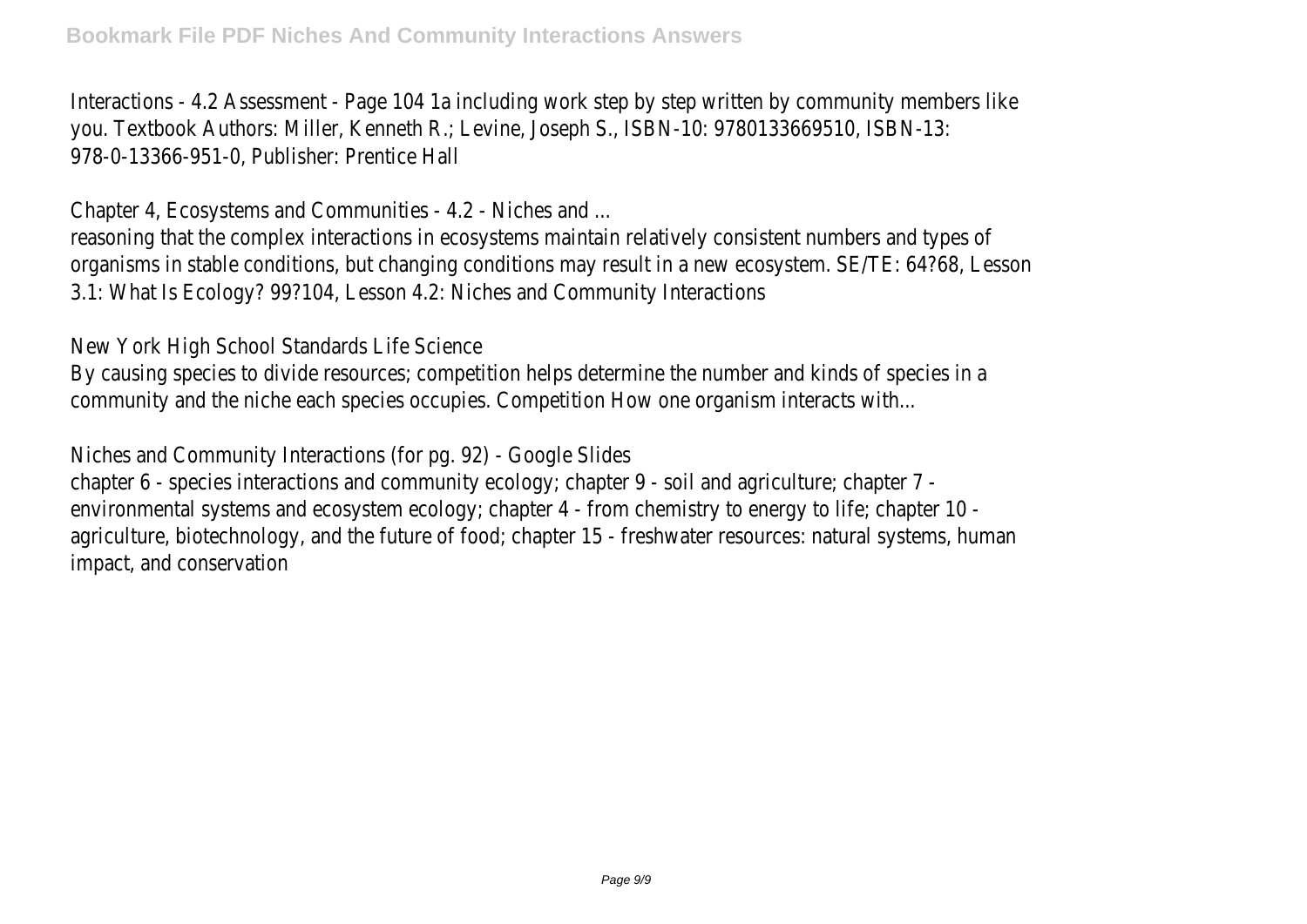Interactions - 4.2 Assessment - Page 104 1a including work step by step written by community members like you. Textbook Authors: Miller, Kenneth R.; Levine, Joseph S., ISBN-10: 9780133669510, ISBN-13: 978-0-13366-951-0, Publisher: Prentice Hall

Chapter 4, Ecosystems and Communities - 4.2 - Niches and ...

reasoning that the complex interactions in ecosystems maintain relatively consistent numbers and types of organisms in stable conditions, but changing conditions may result in a new ecosystem. SE/TE: 64?68, Lesson 3.1: What Is Ecology? 99?104, Lesson 4.2: Niches and Community Interactions

New York High School Standards Life Science

By causing species to divide resources; competition helps determine the number and kinds of species in a community and the niche each species occupies. Competition How one organism interacts with...

Niches and Community Interactions (for pg. 92) - Google Slides

chapter 6 - species interactions and community ecology; chapter 9 - soil and agriculture; chapter 7 - environmental systems and ecosystem ecology; chapter 4 - from chemistry to energy to life; chapter 10 - agriculture, biotechnology, and the future of food; chapter 15 - freshwater resources: natural systems, human impact, and conservation